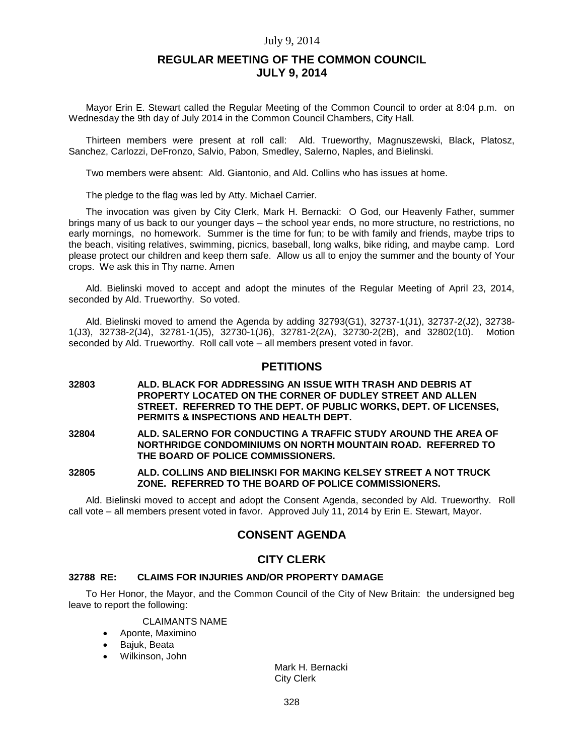# REGULAR MEETING OF THE COMMON COUNCIL JULY 9, 2014

Mayor Erin E. Stewart called the Regular Meeting of the Common Council to order at 8:04 p.m. on Wednesday the 9th day of July 2014 in the Common Council Chambers, City Hall.

Thirteen members were present at roll call: Ald. Trueworthy, Magnuszewski, Black, Platosz, Sanchez, Carlozzi, DeFronzo, Salvio, Pabon, Smedley, Salerno, Naples, and Bielinski.

Two members were absent: Ald. Giantonio, and Ald. Collins who has issues at home.

The pledge to the flag was led by Atty. Michael Carrier.

The invocation was given by City Clerk, Mark H. Bernacki: O God, our Heavenly Father, summer brings many of us back to our younger days – the school year ends, no more structure, no restrictions, no early mornings, no homework. Summer is the time for fun; to be with family and friends, maybe trips to the beach, visiting relatives, swimming, picnics, baseball, long walks, bike riding, and maybe camp. Lord please protect our children and keep them safe. Allow us all to enjoy the summer and the bounty of Your crops. We ask this in Thy name. Amen

Ald. Bielinski moved to accept and adopt the minutes of the Regular Meeting of April 23, 2014, seconded by Ald. Trueworthy. So voted.

Ald. Bielinski moved to amend the Agenda by adding 32793(G1), 32737-1(J1), 32737-2(J2), 32738-1(J3), 32738-2(J4), 32781-1(J5), 32730-1(J6), 32781-2(2A), 32730-2(2B), and 32802(10). Motion seconded by Ald. Trueworthy. Roll call vote – all members present voted in favor.

## PETITIONS

**32803 ALD. BLACK FOR ADDRESSING AN ISSUE WITH TRASH AND DEBRIS AT PROPERTY LOCATED ON THE CORNER OF DUDLEY STREET AND ALLEN STREET. REFERRED TO THE DEPT. OF PUBLIC WORKS, DEPT. OF LICENSES, PERMITS & INSPECTIONS AND HEALTH DEPT.**

**32804 ALD. SALERNO FOR CONDUCTING A TRAFFIC STUDY AROUND THE AREA OF NORTHRIDGE CONDOMINIUMS ON NORTH MOUNTAIN ROAD. REFERRED TO THE BOARD OF POLICE COMMISSIONERS.**

**32805 ALD. COLLINS AND BIELINSKI FOR MAKING KELSEY STREET A NOT TRUCK ZONE. REFERRED TO THE BOARD OF POLICE COMMISSIONERS.**

Ald. Bielinski moved to accept and adopt the Consent Agenda, seconded by Ald. Trueworthy. Roll call vote – all members present voted in favor. Approved July 11, 2014 by Erin E. Stewart, Mayor.

## CONSENT AGENDA

## CITY CLERK

### 32788 RE: CLAIMS FOR INJURIES AND/OR PROPERTY DAMAGE

To Her Honor, the Mayor, and the Common Council of the City of New Britain: the undersigned beg leave to report the following:

CLAIMANTS NAME

- Aponte, Maximino
- Bajuk, Beata
- Wilkinson, John

Mark H. Bernacki
City Clerk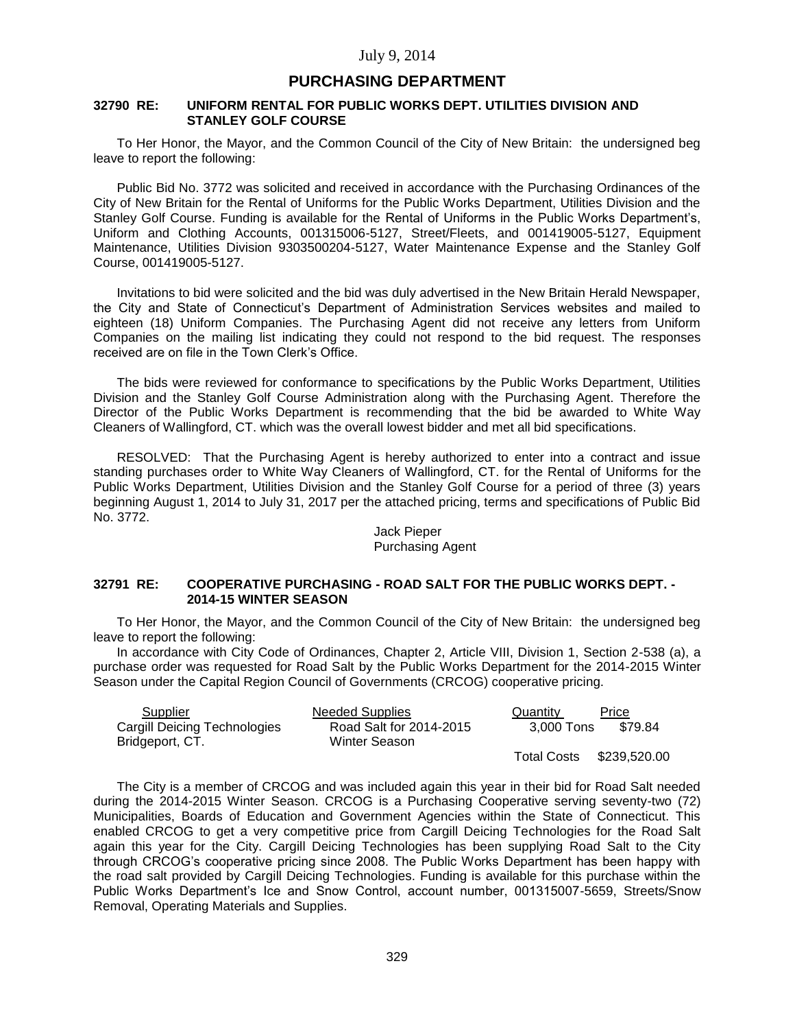July 9, 2014

## PURCHASING DEPARTMENT

### 32790 RE: UNIFORM RENTAL FOR PUBLIC WORKS DEPT. UTILITIES DIVISION AND STANLEY GOLF COURSE

To Her Honor, the Mayor, and the Common Council of the City of New Britain: the undersigned beg leave to report the following:

Public Bid No. 3772 was solicited and received in accordance with the Purchasing Ordinances of the City of New Britain for the Rental of Uniforms for the Public Works Department, Utilities Division and the Stanley Golf Course. Funding is available for the Rental of Uniforms in the Public Works Department's, Uniform and Clothing Accounts, 001315006-5127, Street/Fleets, and 001419005-5127, Equipment Maintenance, Utilities Division 9303500204-5127, Water Maintenance Expense and the Stanley Golf Course, 001419005-5127.

Invitations to bid were solicited and the bid was duly advertised in the New Britain Herald Newspaper, the City and State of Connecticut's Department of Administration Services websites and mailed to eighteen (18) Uniform Companies. The Purchasing Agent did not receive any letters from Uniform Companies on the mailing list indicating they could not respond to the bid request. The responses received are on file in the Town Clerk's Office.

The bids were reviewed for conformance to specifications by the Public Works Department, Utilities Division and the Stanley Golf Course Administration along with the Purchasing Agent. Therefore the Director of the Public Works Department is recommending that the bid be awarded to White Way Cleaners of Wallingford, CT. which was the overall lowest bidder and met all bid specifications.

RESOLVED: That the Purchasing Agent is hereby authorized to enter into a contract and issue standing purchases order to White Way Cleaners of Wallingford, CT. for the Rental of Uniforms for the Public Works Department, Utilities Division and the Stanley Golf Course for a period of three (3) years beginning August 1, 2014 to July 31, 2017 per the attached pricing, terms and specifications of Public Bid No. 3772.

Jack Pieper
Purchasing Agent

### 32791 RE: COOPERATIVE PURCHASING - ROAD SALT FOR THE PUBLIC WORKS DEPT. - 2014-15 WINTER SEASON

To Her Honor, the Mayor, and the Common Council of the City of New Britain: the undersigned beg leave to report the following:

In accordance with City Code of Ordinances, Chapter 2, Article VIII, Division 1, Section 2-538 (a), a purchase order was requested for Road Salt by the Public Works Department for the 2014-2015 Winter Season under the Capital Region Council of Governments (CRCOG) cooperative pricing.

| Supplier | Needed Supplies | Quantity | Price |
|---|---|---|---|
| Cargill Deicing Technologies Bridgeport, CT. | Road Salt for 2014-2015 Winter Season | 3,000 Tons | $79.84 |
| | | Total Costs | $239,520.00 |

The City is a member of CRCOG and was included again this year in their bid for Road Salt needed during the 2014-2015 Winter Season. CRCOG is a Purchasing Cooperative serving seventy-two (72) Municipalities, Boards of Education and Government Agencies within the State of Connecticut. This enabled CRCOG to get a very competitive price from Cargill Deicing Technologies for the Road Salt again this year for the City. Cargill Deicing Technologies has been supplying Road Salt to the City through CRCOG's cooperative pricing since 2008. The Public Works Department has been happy with the road salt provided by Cargill Deicing Technologies. Funding is available for this purchase within the Public Works Department's Ice and Snow Control, account number, 001315007-5659, Streets/Snow Removal, Operating Materials and Supplies.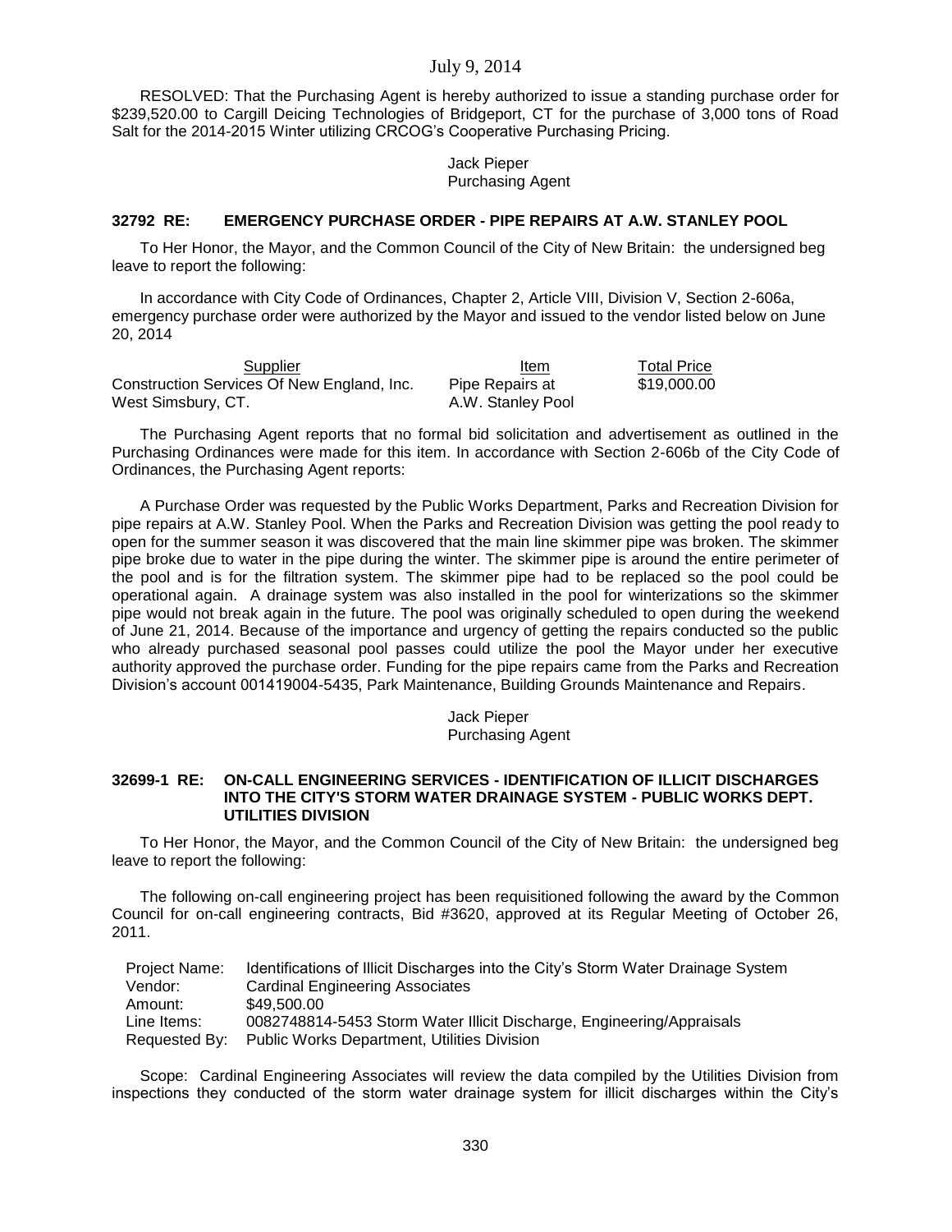RESOLVED: That the Purchasing Agent is hereby authorized to issue a standing purchase order for $239,520.00 to Cargill Deicing Technologies of Bridgeport, CT for the purchase of 3,000 tons of Road Salt for the 2014-2015 Winter utilizing CRCOG's Cooperative Purchasing Pricing.

Jack Pieper
Purchasing Agent

### 32792 RE: EMERGENCY PURCHASE ORDER - PIPE REPAIRS AT A.W. STANLEY POOL

To Her Honor, the Mayor, and the Common Council of the City of New Britain: the undersigned beg leave to report the following:

In accordance with City Code of Ordinances, Chapter 2, Article VIII, Division V, Section 2-606a, emergency purchase order were authorized by the Mayor and issued to the vendor listed below on June 20, 2014

| Supplier | Item | Total Price |
|---|---|---|
| Construction Services Of New England, Inc. West Simsbury, CT. | Pipe Repairs at A.W. Stanley Pool | $19,000.00 |

The Purchasing Agent reports that no formal bid solicitation and advertisement as outlined in the Purchasing Ordinances were made for this item. In accordance with Section 2-606b of the City Code of Ordinances, the Purchasing Agent reports:

A Purchase Order was requested by the Public Works Department, Parks and Recreation Division for pipe repairs at A.W. Stanley Pool. When the Parks and Recreation Division was getting the pool ready to open for the summer season it was discovered that the main line skimmer pipe was broken. The skimmer pipe broke due to water in the pipe during the winter. The skimmer pipe is around the entire perimeter of the pool and is for the filtration system. The skimmer pipe had to be replaced so the pool could be operational again. A drainage system was also installed in the pool for winterizations so the skimmer pipe would not break again in the future. The pool was originally scheduled to open during the weekend of June 21, 2014. Because of the importance and urgency of getting the repairs conducted so the public who already purchased seasonal pool passes could utilize the pool the Mayor under her executive authority approved the purchase order. Funding for the pipe repairs came from the Parks and Recreation Division's account 001419004-5435, Park Maintenance, Building Grounds Maintenance and Repairs.

Jack Pieper
Purchasing Agent

### 32699-1 RE: ON-CALL ENGINEERING SERVICES - IDENTIFICATION OF ILLICIT DISCHARGES INTO THE CITY'S STORM WATER DRAINAGE SYSTEM - PUBLIC WORKS DEPT. UTILITIES DIVISION

To Her Honor, the Mayor, and the Common Council of the City of New Britain: the undersigned beg leave to report the following:

The following on-call engineering project has been requisitioned following the award by the Common Council for on-call engineering contracts, Bid #3620, approved at its Regular Meeting of October 26, 2011.

| | |
|---|---|
| Project Name: | Identifications of Illicit Discharges into the City's Storm Water Drainage System |
| Vendor: | Cardinal Engineering Associates |
| Amount: | $49,500.00 |
| Line Items: | 0082748814-5453 Storm Water Illicit Discharge, Engineering/Appraisals |
| Requested By: | Public Works Department, Utilities Division |

Scope: Cardinal Engineering Associates will review the data compiled by the Utilities Division from inspections they conducted of the storm water drainage system for illicit discharges within the City's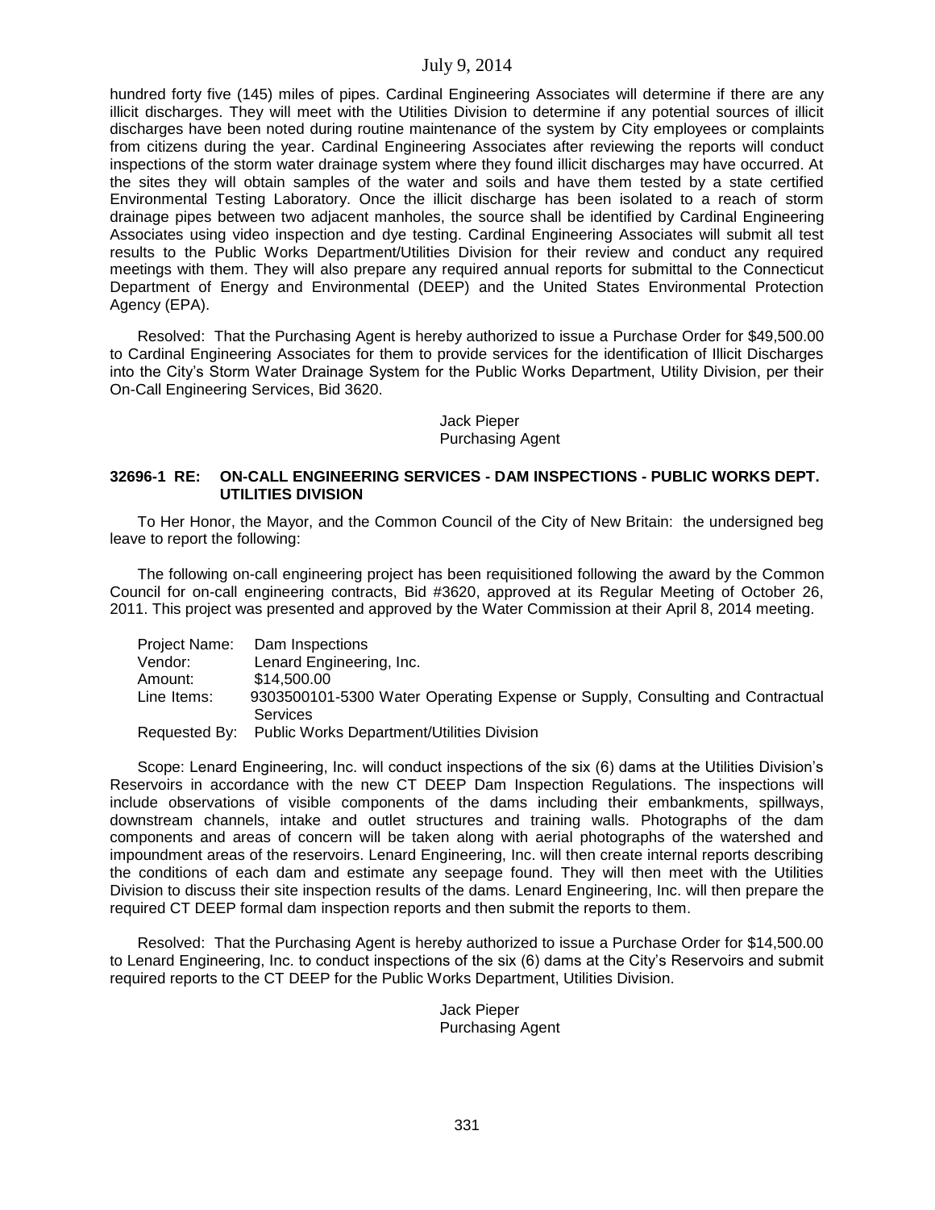hundred forty five (145) miles of pipes. Cardinal Engineering Associates will determine if there are any illicit discharges. They will meet with the Utilities Division to determine if any potential sources of illicit discharges have been noted during routine maintenance of the system by City employees or complaints from citizens during the year. Cardinal Engineering Associates after reviewing the reports will conduct inspections of the storm water drainage system where they found illicit discharges may have occurred. At the sites they will obtain samples of the water and soils and have them tested by a state certified Environmental Testing Laboratory. Once the illicit discharge has been isolated to a reach of storm drainage pipes between two adjacent manholes, the source shall be identified by Cardinal Engineering Associates using video inspection and dye testing. Cardinal Engineering Associates will submit all test results to the Public Works Department/Utilities Division for their review and conduct any required meetings with them. They will also prepare any required annual reports for submittal to the Connecticut Department of Energy and Environmental (DEEP) and the United States Environmental Protection Agency (EPA).

Resolved: That the Purchasing Agent is hereby authorized to issue a Purchase Order for $49,500.00 to Cardinal Engineering Associates for them to provide services for the identification of Illicit Discharges into the City's Storm Water Drainage System for the Public Works Department, Utility Division, per their On-Call Engineering Services, Bid 3620.

Jack Pieper
Purchasing Agent

### 32696-1 RE: ON-CALL ENGINEERING SERVICES - DAM INSPECTIONS - PUBLIC WORKS DEPT. UTILITIES DIVISION

To Her Honor, the Mayor, and the Common Council of the City of New Britain: the undersigned beg leave to report the following:

The following on-call engineering project has been requisitioned following the award by the Common Council for on-call engineering contracts, Bid #3620, approved at its Regular Meeting of October 26, 2011. This project was presented and approved by the Water Commission at their April 8, 2014 meeting.

| | |
|---|---|
| Project Name: | Dam Inspections |
| Vendor: | Lenard Engineering, Inc. |
| Amount: | $14,500.00 |
| Line Items: | 9303500101-5300 Water Operating Expense or Supply, Consulting and Contractual Services |
| Requested By: | Public Works Department/Utilities Division |

Scope: Lenard Engineering, Inc. will conduct inspections of the six (6) dams at the Utilities Division's Reservoirs in accordance with the new CT DEEP Dam Inspection Regulations. The inspections will include observations of visible components of the dams including their embankments, spillways, downstream channels, intake and outlet structures and training walls. Photographs of the dam components and areas of concern will be taken along with aerial photographs of the watershed and impoundment areas of the reservoirs. Lenard Engineering, Inc. will then create internal reports describing the conditions of each dam and estimate any seepage found. They will then meet with the Utilities Division to discuss their site inspection results of the dams. Lenard Engineering, Inc. will then prepare the required CT DEEP formal dam inspection reports and then submit the reports to them.

Resolved: That the Purchasing Agent is hereby authorized to issue a Purchase Order for $14,500.00 to Lenard Engineering, Inc. to conduct inspections of the six (6) dams at the City's Reservoirs and submit required reports to the CT DEEP for the Public Works Department, Utilities Division.

Jack Pieper
Purchasing Agent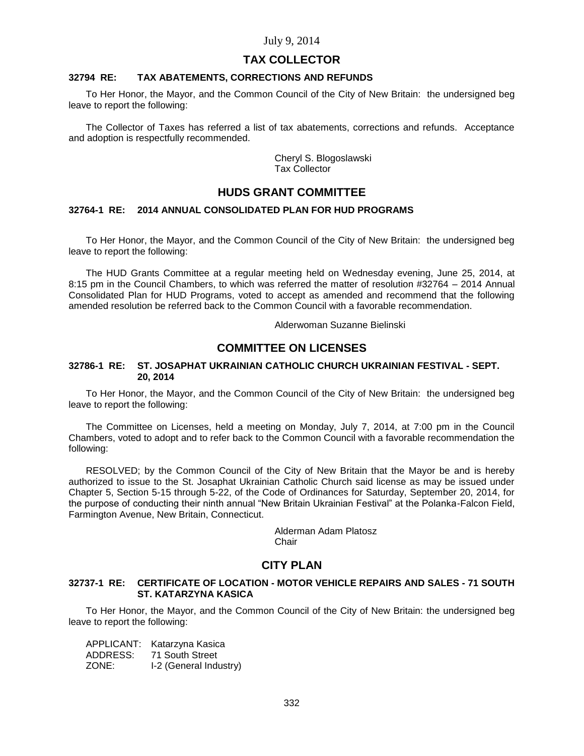July 9, 2014

## TAX COLLECTOR

### 32794 RE: TAX ABATEMENTS, CORRECTIONS AND REFUNDS

To Her Honor, the Mayor, and the Common Council of the City of New Britain: the undersigned beg leave to report the following:

The Collector of Taxes has referred a list of tax abatements, corrections and refunds. Acceptance and adoption is respectfully recommended.

Cheryl S. Blogoslawski
Tax Collector

## HUDS GRANT COMMITTEE

### 32764-1 RE: 2014 ANNUAL CONSOLIDATED PLAN FOR HUD PROGRAMS

To Her Honor, the Mayor, and the Common Council of the City of New Britain: the undersigned beg leave to report the following:

The HUD Grants Committee at a regular meeting held on Wednesday evening, June 25, 2014, at 8:15 pm in the Council Chambers, to which was referred the matter of resolution #32764 – 2014 Annual Consolidated Plan for HUD Programs, voted to accept as amended and recommend that the following amended resolution be referred back to the Common Council with a favorable recommendation.

Alderwoman Suzanne Bielinski

## COMMITTEE ON LICENSES

### 32786-1 RE: ST. JOSAPHAT UKRAINIAN CATHOLIC CHURCH UKRAINIAN FESTIVAL - SEPT. 20, 2014

To Her Honor, the Mayor, and the Common Council of the City of New Britain: the undersigned beg leave to report the following:

The Committee on Licenses, held a meeting on Monday, July 7, 2014, at 7:00 pm in the Council Chambers, voted to adopt and to refer back to the Common Council with a favorable recommendation the following:

RESOLVED; by the Common Council of the City of New Britain that the Mayor be and is hereby authorized to issue to the St. Josaphat Ukrainian Catholic Church said license as may be issued under Chapter 5, Section 5-15 through 5-22, of the Code of Ordinances for Saturday, September 20, 2014, for the purpose of conducting their ninth annual "New Britain Ukrainian Festival" at the Polanka-Falcon Field, Farmington Avenue, New Britain, Connecticut.

Alderman Adam Platosz
Chair

## CITY PLAN

### 32737-1 RE: CERTIFICATE OF LOCATION - MOTOR VEHICLE REPAIRS AND SALES - 71 SOUTH ST. KATARZYNA KASICA

To Her Honor, the Mayor, and the Common Council of the City of New Britain: the undersigned beg leave to report the following:

APPLICANT: Katarzyna Kasica
ADDRESS: 71 South Street
ZONE: I-2 (General Industry)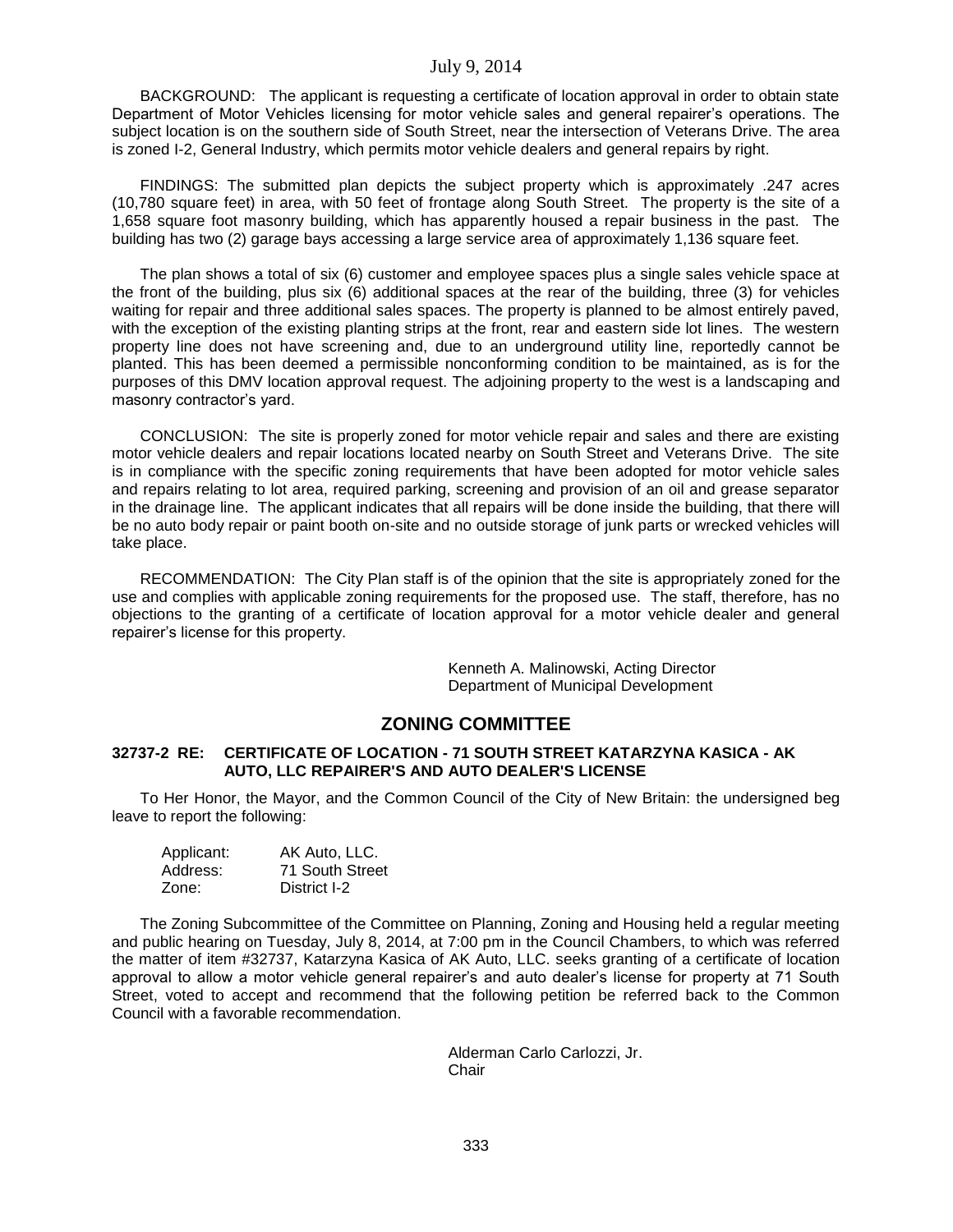BACKGROUND: The applicant is requesting a certificate of location approval in order to obtain state Department of Motor Vehicles licensing for motor vehicle sales and general repairer's operations. The subject location is on the southern side of South Street, near the intersection of Veterans Drive. The area is zoned I-2, General Industry, which permits motor vehicle dealers and general repairs by right.

FINDINGS: The submitted plan depicts the subject property which is approximately .247 acres (10,780 square feet) in area, with 50 feet of frontage along South Street. The property is the site of a 1,658 square foot masonry building, which has apparently housed a repair business in the past. The building has two (2) garage bays accessing a large service area of approximately 1,136 square feet.

The plan shows a total of six (6) customer and employee spaces plus a single sales vehicle space at the front of the building, plus six (6) additional spaces at the rear of the building, three (3) for vehicles waiting for repair and three additional sales spaces. The property is planned to be almost entirely paved, with the exception of the existing planting strips at the front, rear and eastern side lot lines. The western property line does not have screening and, due to an underground utility line, reportedly cannot be planted. This has been deemed a permissible nonconforming condition to be maintained, as is for the purposes of this DMV location approval request. The adjoining property to the west is a landscaping and masonry contractor's yard.

CONCLUSION: The site is properly zoned for motor vehicle repair and sales and there are existing motor vehicle dealers and repair locations located nearby on South Street and Veterans Drive. The site is in compliance with the specific zoning requirements that have been adopted for motor vehicle sales and repairs relating to lot area, required parking, screening and provision of an oil and grease separator in the drainage line. The applicant indicates that all repairs will be done inside the building, that there will be no auto body repair or paint booth on-site and no outside storage of junk parts or wrecked vehicles will take place.

RECOMMENDATION: The City Plan staff is of the opinion that the site is appropriately zoned for the use and complies with applicable zoning requirements for the proposed use. The staff, therefore, has no objections to the granting of a certificate of location approval for a motor vehicle dealer and general repairer's license for this property.

Kenneth A. Malinowski, Acting Director
Department of Municipal Development

## ZONING COMMITTEE

**32737-2 RE: CERTIFICATE OF LOCATION - 71 SOUTH STREET KATARZYNA KASICA - AK AUTO, LLC REPAIRER'S AND AUTO DEALER'S LICENSE**

To Her Honor, the Mayor, and the Common Council of the City of New Britain: the undersigned beg leave to report the following:

Applicant: AK Auto, LLC.
Address: 71 South Street
Zone: District I-2

The Zoning Subcommittee of the Committee on Planning, Zoning and Housing held a regular meeting and public hearing on Tuesday, July 8, 2014, at 7:00 pm in the Council Chambers, to which was referred the matter of item #32737, Katarzyna Kasica of AK Auto, LLC. seeks granting of a certificate of location approval to allow a motor vehicle general repairer's and auto dealer's license for property at 71 South Street, voted to accept and recommend that the following petition be referred back to the Common Council with a favorable recommendation.

Alderman Carlo Carlozzi, Jr.
Chair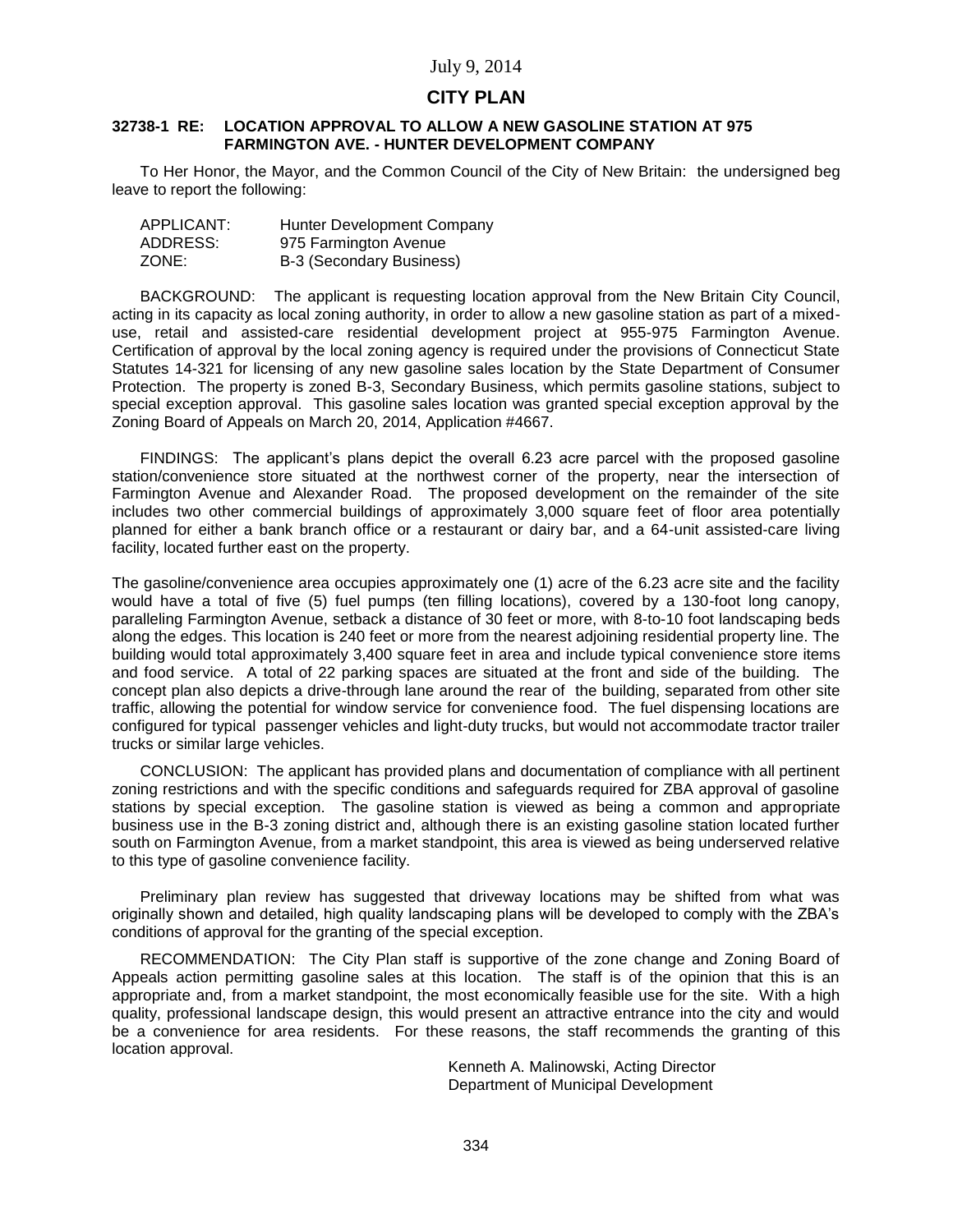July 9, 2014

## CITY PLAN

**32738-1 RE: LOCATION APPROVAL TO ALLOW A NEW GASOLINE STATION AT 975 FARMINGTON AVE. - HUNTER DEVELOPMENT COMPANY**

To Her Honor, the Mayor, and the Common Council of the City of New Britain: the undersigned beg leave to report the following:

| | |
|---|---|
| APPLICANT: | Hunter Development Company |
| ADDRESS: | 975 Farmington Avenue |
| ZONE: | B-3 (Secondary Business) |

BACKGROUND: The applicant is requesting location approval from the New Britain City Council, acting in its capacity as local zoning authority, in order to allow a new gasoline station as part of a mixed-use, retail and assisted-care residential development project at 955-975 Farmington Avenue. Certification of approval by the local zoning agency is required under the provisions of Connecticut State Statutes 14-321 for licensing of any new gasoline sales location by the State Department of Consumer Protection. The property is zoned B-3, Secondary Business, which permits gasoline stations, subject to special exception approval. This gasoline sales location was granted special exception approval by the Zoning Board of Appeals on March 20, 2014, Application #4667.

FINDINGS: The applicant's plans depict the overall 6.23 acre parcel with the proposed gasoline station/convenience store situated at the northwest corner of the property, near the intersection of Farmington Avenue and Alexander Road. The proposed development on the remainder of the site includes two other commercial buildings of approximately 3,000 square feet of floor area potentially planned for either a bank branch office or a restaurant or dairy bar, and a 64-unit assisted-care living facility, located further east on the property.

The gasoline/convenience area occupies approximately one (1) acre of the 6.23 acre site and the facility would have a total of five (5) fuel pumps (ten filling locations), covered by a 130-foot long canopy, paralleling Farmington Avenue, setback a distance of 30 feet or more, with 8-to-10 foot landscaping beds along the edges. This location is 240 feet or more from the nearest adjoining residential property line. The building would total approximately 3,400 square feet in area and include typical convenience store items and food service. A total of 22 parking spaces are situated at the front and side of the building. The concept plan also depicts a drive-through lane around the rear of the building, separated from other site traffic, allowing the potential for window service for convenience food. The fuel dispensing locations are configured for typical passenger vehicles and light-duty trucks, but would not accommodate tractor trailer trucks or similar large vehicles.

CONCLUSION: The applicant has provided plans and documentation of compliance with all pertinent zoning restrictions and with the specific conditions and safeguards required for ZBA approval of gasoline stations by special exception. The gasoline station is viewed as being a common and appropriate business use in the B-3 zoning district and, although there is an existing gasoline station located further south on Farmington Avenue, from a market standpoint, this area is viewed as being underserved relative to this type of gasoline convenience facility.

Preliminary plan review has suggested that driveway locations may be shifted from what was originally shown and detailed, high quality landscaping plans will be developed to comply with the ZBA's conditions of approval for the granting of the special exception.

RECOMMENDATION: The City Plan staff is supportive of the zone change and Zoning Board of Appeals action permitting gasoline sales at this location. The staff is of the opinion that this is an appropriate and, from a market standpoint, the most economically feasible use for the site. With a high quality, professional landscape design, this would present an attractive entrance into the city and would be a convenience for area residents. For these reasons, the staff recommends the granting of this location approval.

Kenneth A. Malinowski, Acting Director
Department of Municipal Development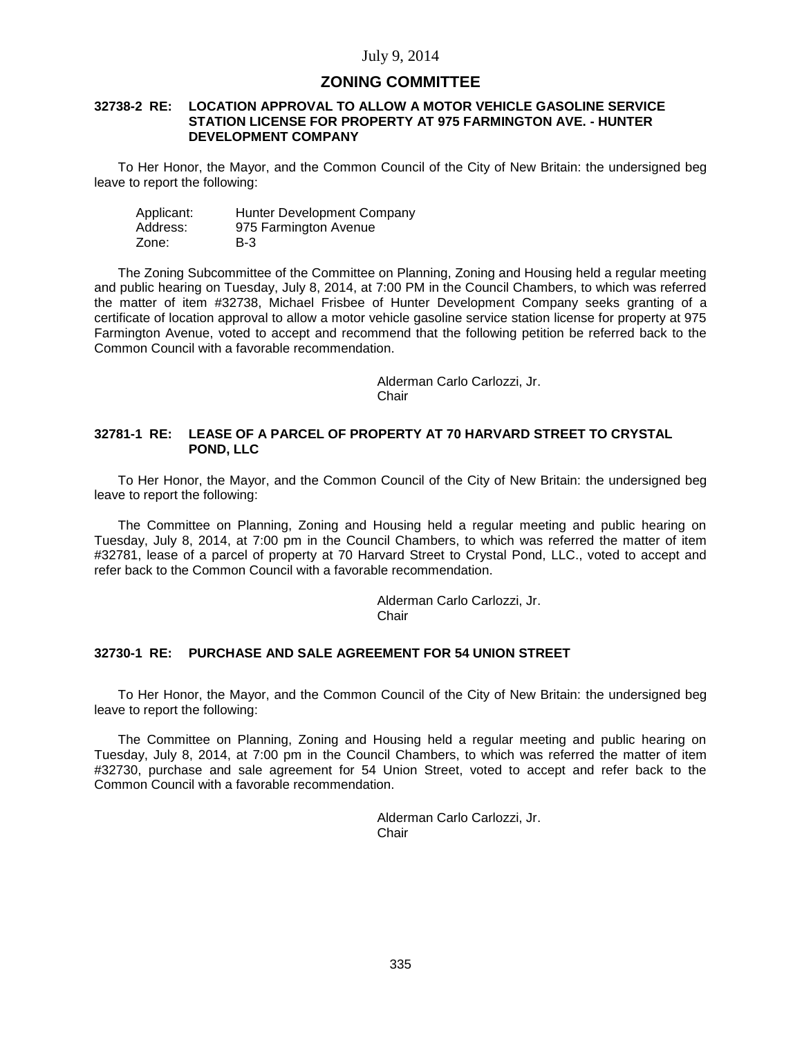July 9, 2014

## ZONING COMMITTEE

### 32738-2 RE: LOCATION APPROVAL TO ALLOW A MOTOR VEHICLE GASOLINE SERVICE STATION LICENSE FOR PROPERTY AT 975 FARMINGTON AVE. - HUNTER DEVELOPMENT COMPANY

To Her Honor, the Mayor, and the Common Council of the City of New Britain: the undersigned beg leave to report the following:

Applicant: Hunter Development Company
Address: 975 Farmington Avenue
Zone: B-3

The Zoning Subcommittee of the Committee on Planning, Zoning and Housing held a regular meeting and public hearing on Tuesday, July 8, 2014, at 7:00 PM in the Council Chambers, to which was referred the matter of item #32738, Michael Frisbee of Hunter Development Company seeks granting of a certificate of location approval to allow a motor vehicle gasoline service station license for property at 975 Farmington Avenue, voted to accept and recommend that the following petition be referred back to the Common Council with a favorable recommendation.

Alderman Carlo Carlozzi, Jr.
Chair

### 32781-1 RE: LEASE OF A PARCEL OF PROPERTY AT 70 HARVARD STREET TO CRYSTAL POND, LLC

To Her Honor, the Mayor, and the Common Council of the City of New Britain: the undersigned beg leave to report the following:

The Committee on Planning, Zoning and Housing held a regular meeting and public hearing on Tuesday, July 8, 2014, at 7:00 pm in the Council Chambers, to which was referred the matter of item #32781, lease of a parcel of property at 70 Harvard Street to Crystal Pond, LLC., voted to accept and refer back to the Common Council with a favorable recommendation.

Alderman Carlo Carlozzi, Jr.
Chair

### 32730-1 RE: PURCHASE AND SALE AGREEMENT FOR 54 UNION STREET

To Her Honor, the Mayor, and the Common Council of the City of New Britain: the undersigned beg leave to report the following:

The Committee on Planning, Zoning and Housing held a regular meeting and public hearing on Tuesday, July 8, 2014, at 7:00 pm in the Council Chambers, to which was referred the matter of item #32730, purchase and sale agreement for 54 Union Street, voted to accept and refer back to the Common Council with a favorable recommendation.

Alderman Carlo Carlozzi, Jr.
Chair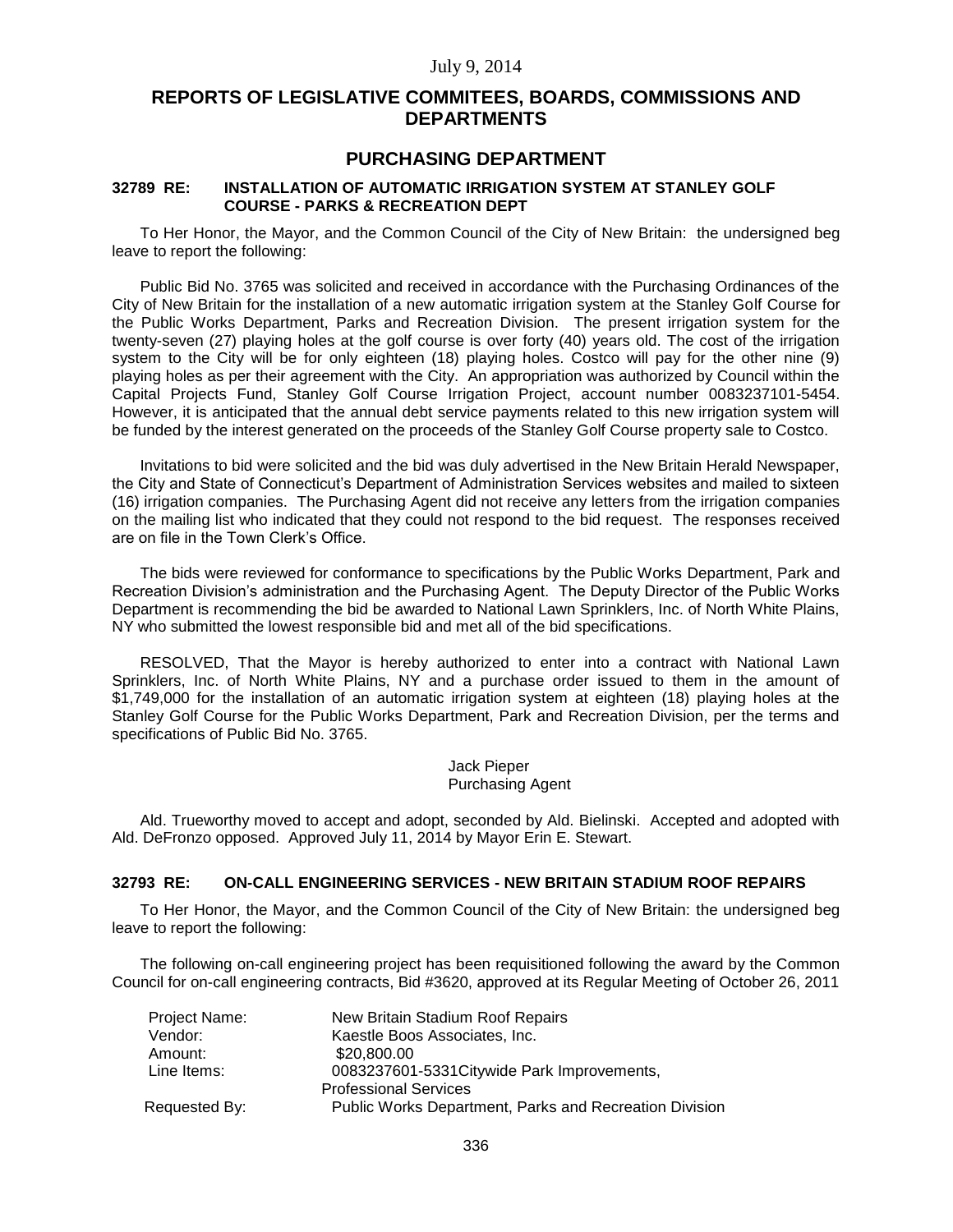July 9, 2014

## REPORTS OF LEGISLATIVE COMMITEES, BOARDS, COMMISSIONS AND DEPARTMENTS

## PURCHASING DEPARTMENT

### 32789 RE: INSTALLATION OF AUTOMATIC IRRIGATION SYSTEM AT STANLEY GOLF COURSE - PARKS & RECREATION DEPT

To Her Honor, the Mayor, and the Common Council of the City of New Britain: the undersigned beg leave to report the following:

Public Bid No. 3765 was solicited and received in accordance with the Purchasing Ordinances of the City of New Britain for the installation of a new automatic irrigation system at the Stanley Golf Course for the Public Works Department, Parks and Recreation Division. The present irrigation system for the twenty-seven (27) playing holes at the golf course is over forty (40) years old. The cost of the irrigation system to the City will be for only eighteen (18) playing holes. Costco will pay for the other nine (9) playing holes as per their agreement with the City. An appropriation was authorized by Council within the Capital Projects Fund, Stanley Golf Course Irrigation Project, account number 0083237101-5454. However, it is anticipated that the annual debt service payments related to this new irrigation system will be funded by the interest generated on the proceeds of the Stanley Golf Course property sale to Costco.

Invitations to bid were solicited and the bid was duly advertised in the New Britain Herald Newspaper, the City and State of Connecticut's Department of Administration Services websites and mailed to sixteen (16) irrigation companies. The Purchasing Agent did not receive any letters from the irrigation companies on the mailing list who indicated that they could not respond to the bid request. The responses received are on file in the Town Clerk's Office.

The bids were reviewed for conformance to specifications by the Public Works Department, Park and Recreation Division's administration and the Purchasing Agent. The Deputy Director of the Public Works Department is recommending the bid be awarded to National Lawn Sprinklers, Inc. of North White Plains, NY who submitted the lowest responsible bid and met all of the bid specifications.

RESOLVED, That the Mayor is hereby authorized to enter into a contract with National Lawn Sprinklers, Inc. of North White Plains, NY and a purchase order issued to them in the amount of $1,749,000 for the installation of an automatic irrigation system at eighteen (18) playing holes at the Stanley Golf Course for the Public Works Department, Park and Recreation Division, per the terms and specifications of Public Bid No. 3765.

Jack Pieper
Purchasing Agent

Ald. Trueworthy moved to accept and adopt, seconded by Ald. Bielinski. Accepted and adopted with Ald. DeFronzo opposed. Approved July 11, 2014 by Mayor Erin E. Stewart.

### 32793 RE: ON-CALL ENGINEERING SERVICES - NEW BRITAIN STADIUM ROOF REPAIRS

To Her Honor, the Mayor, and the Common Council of the City of New Britain: the undersigned beg leave to report the following:

The following on-call engineering project has been requisitioned following the award by the Common Council for on-call engineering contracts, Bid #3620, approved at its Regular Meeting of October 26, 2011

| | |
|---|---|
| Project Name: | New Britain Stadium Roof Repairs |
| Vendor: | Kaestle Boos Associates, Inc. |
| Amount: | $20,800.00 |
| Line Items: | 0083237601-5331Citywide Park Improvements, Professional Services |
| Requested By: | Public Works Department, Parks and Recreation Division |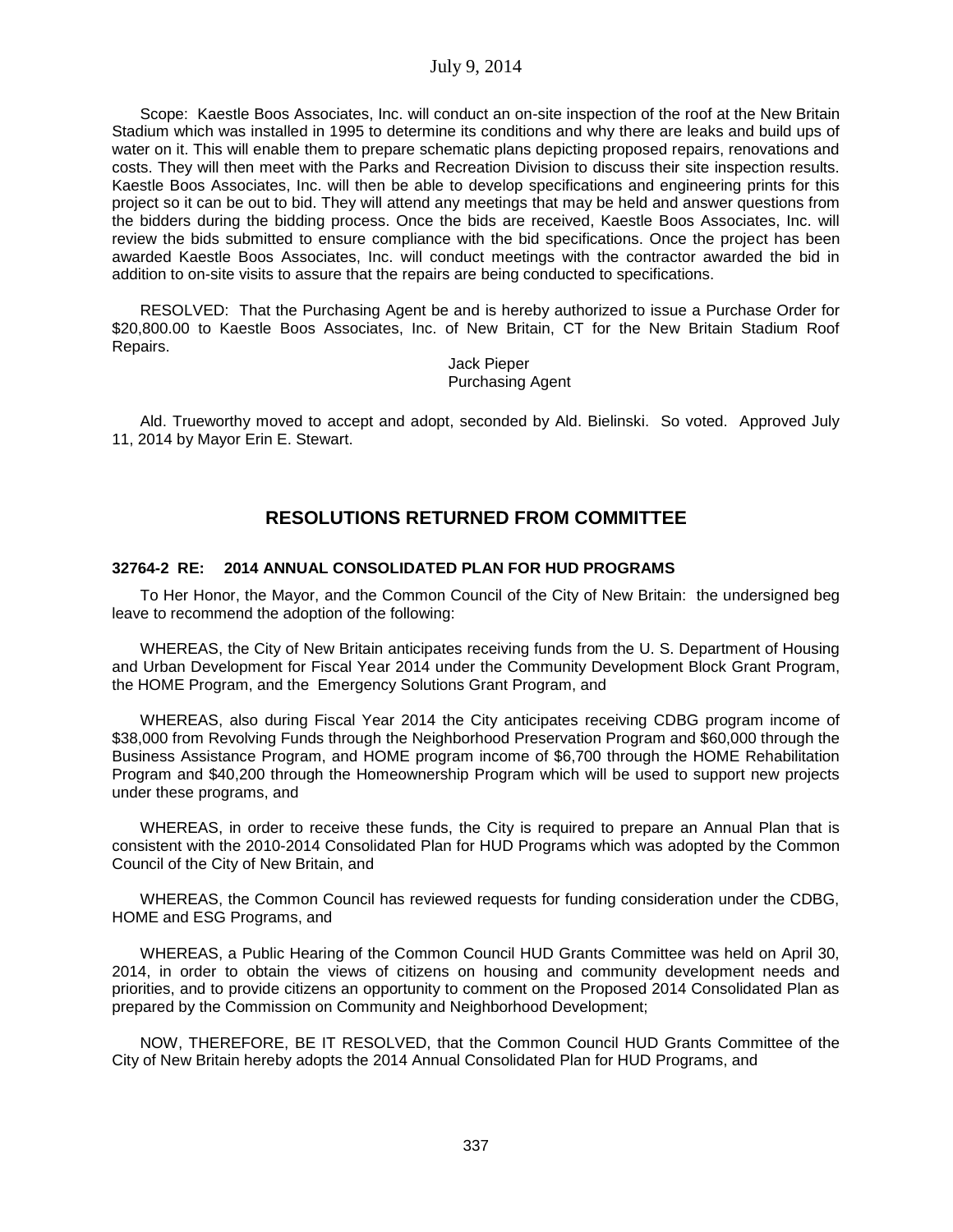Scope: Kaestle Boos Associates, Inc. will conduct an on-site inspection of the roof at the New Britain Stadium which was installed in 1995 to determine its conditions and why there are leaks and build ups of water on it. This will enable them to prepare schematic plans depicting proposed repairs, renovations and costs. They will then meet with the Parks and Recreation Division to discuss their site inspection results. Kaestle Boos Associates, Inc. will then be able to develop specifications and engineering prints for this project so it can be out to bid. They will attend any meetings that may be held and answer questions from the bidders during the bidding process. Once the bids are received, Kaestle Boos Associates, Inc. will review the bids submitted to ensure compliance with the bid specifications. Once the project has been awarded Kaestle Boos Associates, Inc. will conduct meetings with the contractor awarded the bid in addition to on-site visits to assure that the repairs are being conducted to specifications.

RESOLVED: That the Purchasing Agent be and is hereby authorized to issue a Purchase Order for $20,800.00 to Kaestle Boos Associates, Inc. of New Britain, CT for the New Britain Stadium Roof Repairs.

Jack Pieper
Purchasing Agent

Ald. Trueworthy moved to accept and adopt, seconded by Ald. Bielinski. So voted. Approved July 11, 2014 by Mayor Erin E. Stewart.

## RESOLUTIONS RETURNED FROM COMMITTEE

### 32764-2 RE: 2014 ANNUAL CONSOLIDATED PLAN FOR HUD PROGRAMS

To Her Honor, the Mayor, and the Common Council of the City of New Britain: the undersigned beg leave to recommend the adoption of the following:

WHEREAS, the City of New Britain anticipates receiving funds from the U. S. Department of Housing and Urban Development for Fiscal Year 2014 under the Community Development Block Grant Program, the HOME Program, and the Emergency Solutions Grant Program, and

WHEREAS, also during Fiscal Year 2014 the City anticipates receiving CDBG program income of $38,000 from Revolving Funds through the Neighborhood Preservation Program and $60,000 through the Business Assistance Program, and HOME program income of $6,700 through the HOME Rehabilitation Program and $40,200 through the Homeownership Program which will be used to support new projects under these programs, and

WHEREAS, in order to receive these funds, the City is required to prepare an Annual Plan that is consistent with the 2010-2014 Consolidated Plan for HUD Programs which was adopted by the Common Council of the City of New Britain, and

WHEREAS, the Common Council has reviewed requests for funding consideration under the CDBG, HOME and ESG Programs, and

WHEREAS, a Public Hearing of the Common Council HUD Grants Committee was held on April 30, 2014, in order to obtain the views of citizens on housing and community development needs and priorities, and to provide citizens an opportunity to comment on the Proposed 2014 Consolidated Plan as prepared by the Commission on Community and Neighborhood Development;

NOW, THEREFORE, BE IT RESOLVED, that the Common Council HUD Grants Committee of the City of New Britain hereby adopts the 2014 Annual Consolidated Plan for HUD Programs, and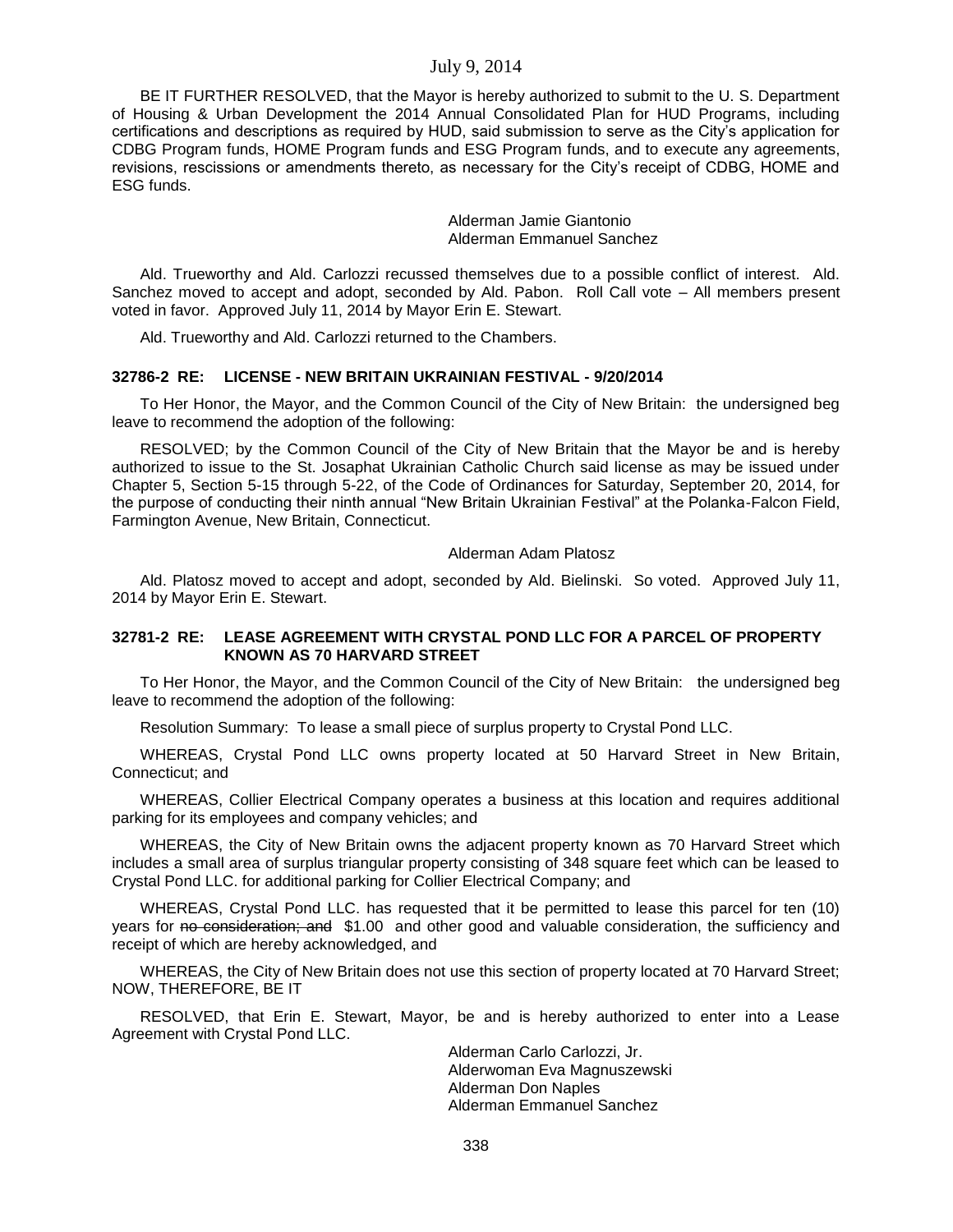BE IT FURTHER RESOLVED, that the Mayor is hereby authorized to submit to the U. S. Department of Housing & Urban Development the 2014 Annual Consolidated Plan for HUD Programs, including certifications and descriptions as required by HUD, said submission to serve as the City's application for CDBG Program funds, HOME Program funds and ESG Program funds, and to execute any agreements, revisions, rescissions or amendments thereto, as necessary for the City's receipt of CDBG, HOME and ESG funds.

Alderman Jamie Giantonio
Alderman Emmanuel Sanchez

Ald. Trueworthy and Ald. Carlozzi recussed themselves due to a possible conflict of interest. Ald. Sanchez moved to accept and adopt, seconded by Ald. Pabon. Roll Call vote – All members present voted in favor. Approved July 11, 2014 by Mayor Erin E. Stewart.

Ald. Trueworthy and Ald. Carlozzi returned to the Chambers.

### 32786-2 RE: LICENSE - NEW BRITAIN UKRAINIAN FESTIVAL - 9/20/2014

To Her Honor, the Mayor, and the Common Council of the City of New Britain: the undersigned beg leave to recommend the adoption of the following:

RESOLVED; by the Common Council of the City of New Britain that the Mayor be and is hereby authorized to issue to the St. Josaphat Ukrainian Catholic Church said license as may be issued under Chapter 5, Section 5-15 through 5-22, of the Code of Ordinances for Saturday, September 20, 2014, for the purpose of conducting their ninth annual "New Britain Ukrainian Festival" at the Polanka-Falcon Field, Farmington Avenue, New Britain, Connecticut.

Alderman Adam Platosz

Ald. Platosz moved to accept and adopt, seconded by Ald. Bielinski. So voted. Approved July 11, 2014 by Mayor Erin E. Stewart.

### 32781-2 RE: LEASE AGREEMENT WITH CRYSTAL POND LLC FOR A PARCEL OF PROPERTY KNOWN AS 70 HARVARD STREET

To Her Honor, the Mayor, and the Common Council of the City of New Britain: the undersigned beg leave to recommend the adoption of the following:

Resolution Summary: To lease a small piece of surplus property to Crystal Pond LLC.

WHEREAS, Crystal Pond LLC owns property located at 50 Harvard Street in New Britain, Connecticut; and

WHEREAS, Collier Electrical Company operates a business at this location and requires additional parking for its employees and company vehicles; and

WHEREAS, the City of New Britain owns the adjacent property known as 70 Harvard Street which includes a small area of surplus triangular property consisting of 348 square feet which can be leased to Crystal Pond LLC. for additional parking for Collier Electrical Company; and

WHEREAS, Crystal Pond LLC. has requested that it be permitted to lease this parcel for ten (10) years for ~~no consideration; and~~ $1.00 and other good and valuable consideration, the sufficiency and receipt of which are hereby acknowledged, and

WHEREAS, the City of New Britain does not use this section of property located at 70 Harvard Street; NOW, THEREFORE, BE IT

RESOLVED, that Erin E. Stewart, Mayor, be and is hereby authorized to enter into a Lease Agreement with Crystal Pond LLC.

Alderman Carlo Carlozzi, Jr.
Alderwoman Eva Magnuszewski
Alderman Don Naples
Alderman Emmanuel Sanchez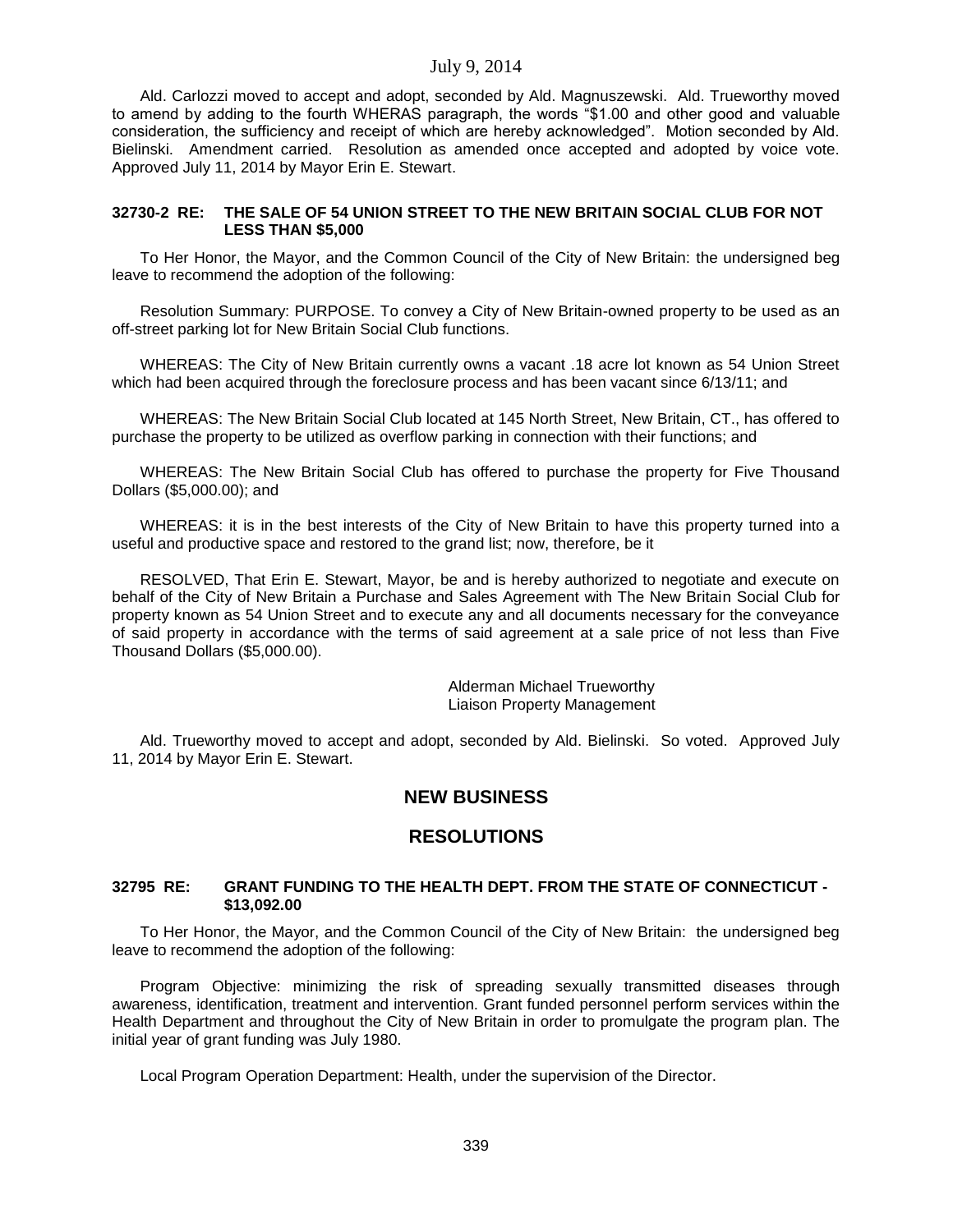Ald. Carlozzi moved to accept and adopt, seconded by Ald. Magnuszewski. Ald. Trueworthy moved to amend by adding to the fourth WHERAS paragraph, the words "$1.00 and other good and valuable consideration, the sufficiency and receipt of which are hereby acknowledged". Motion seconded by Ald. Bielinski. Amendment carried. Resolution as amended once accepted and adopted by voice vote. Approved July 11, 2014 by Mayor Erin E. Stewart.

**32730-2 RE: THE SALE OF 54 UNION STREET TO THE NEW BRITAIN SOCIAL CLUB FOR NOT LESS THAN $5,000**

To Her Honor, the Mayor, and the Common Council of the City of New Britain: the undersigned beg leave to recommend the adoption of the following:

Resolution Summary: PURPOSE. To convey a City of New Britain-owned property to be used as an off-street parking lot for New Britain Social Club functions.

WHEREAS: The City of New Britain currently owns a vacant .18 acre lot known as 54 Union Street which had been acquired through the foreclosure process and has been vacant since 6/13/11; and

WHEREAS: The New Britain Social Club located at 145 North Street, New Britain, CT., has offered to purchase the property to be utilized as overflow parking in connection with their functions; and

WHEREAS: The New Britain Social Club has offered to purchase the property for Five Thousand Dollars ($5,000.00); and

WHEREAS: it is in the best interests of the City of New Britain to have this property turned into a useful and productive space and restored to the grand list; now, therefore, be it

RESOLVED, That Erin E. Stewart, Mayor, be and is hereby authorized to negotiate and execute on behalf of the City of New Britain a Purchase and Sales Agreement with The New Britain Social Club for property known as 54 Union Street and to execute any and all documents necessary for the conveyance of said property in accordance with the terms of said agreement at a sale price of not less than Five Thousand Dollars ($5,000.00).

Alderman Michael Trueworthy
Liaison Property Management

Ald. Trueworthy moved to accept and adopt, seconded by Ald. Bielinski. So voted. Approved July 11, 2014 by Mayor Erin E. Stewart.

## NEW BUSINESS

## RESOLUTIONS

**32795 RE: GRANT FUNDING TO THE HEALTH DEPT. FROM THE STATE OF CONNECTICUT - $13,092.00**

To Her Honor, the Mayor, and the Common Council of the City of New Britain: the undersigned beg leave to recommend the adoption of the following:

Program Objective: minimizing the risk of spreading sexually transmitted diseases through awareness, identification, treatment and intervention. Grant funded personnel perform services within the Health Department and throughout the City of New Britain in order to promulgate the program plan. The initial year of grant funding was July 1980.

Local Program Operation Department: Health, under the supervision of the Director.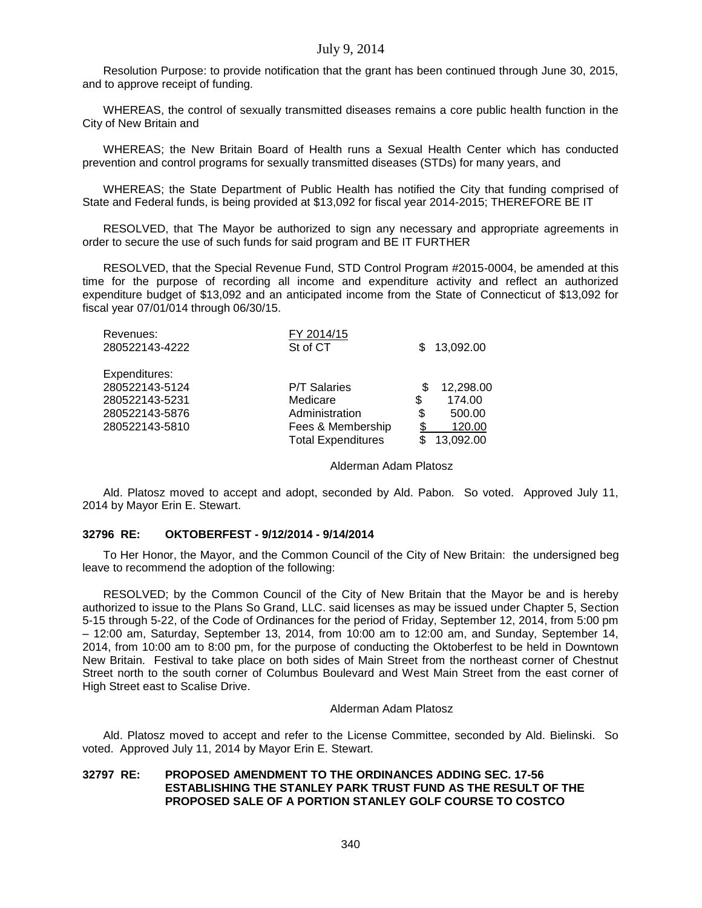Resolution Purpose: to provide notification that the grant has been continued through June 30, 2015, and to approve receipt of funding.

WHEREAS, the control of sexually transmitted diseases remains a core public health function in the City of New Britain and

WHEREAS; the New Britain Board of Health runs a Sexual Health Center which has conducted prevention and control programs for sexually transmitted diseases (STDs) for many years, and

WHEREAS; the State Department of Public Health has notified the City that funding comprised of State and Federal funds, is being provided at $13,092 for fiscal year 2014-2015; THEREFORE BE IT

RESOLVED, that The Mayor be authorized to sign any necessary and appropriate agreements in order to secure the use of such funds for said program and BE IT FURTHER

RESOLVED, that the Special Revenue Fund, STD Control Program #2015-0004, be amended at this time for the purpose of recording all income and expenditure activity and reflect an authorized expenditure budget of $13,092 and an anticipated income from the State of Connecticut of $13,092 for fiscal year 07/01/014 through 06/30/15.

| | | |
|---|---|---|
| Revenues: | FY 2014/15 | |
| 280522143-4222 | St of CT | $ 13,092.00 |
| Expenditures: | | |
| 280522143-5124 | P/T Salaries | $ 12,298.00 |
| 280522143-5231 | Medicare | $ 174.00 |
| 280522143-5876 | Administration | $ 500.00 |
| 280522143-5810 | Fees & Membership | $ 120.00 |
| | Total Expenditures | $ 13,092.00 |

Alderman Adam Platosz

Ald. Platosz moved to accept and adopt, seconded by Ald. Pabon. So voted. Approved July 11, 2014 by Mayor Erin E. Stewart.

**32796 RE: OKTOBERFEST - 9/12/2014 - 9/14/2014**

To Her Honor, the Mayor, and the Common Council of the City of New Britain: the undersigned beg leave to recommend the adoption of the following:

RESOLVED; by the Common Council of the City of New Britain that the Mayor be and is hereby authorized to issue to the Plans So Grand, LLC. said licenses as may be issued under Chapter 5, Section 5-15 through 5-22, of the Code of Ordinances for the period of Friday, September 12, 2014, from 5:00 pm – 12:00 am, Saturday, September 13, 2014, from 10:00 am to 12:00 am, and Sunday, September 14, 2014, from 10:00 am to 8:00 pm, for the purpose of conducting the Oktoberfest to be held in Downtown New Britain. Festival to take place on both sides of Main Street from the northeast corner of Chestnut Street north to the south corner of Columbus Boulevard and West Main Street from the east corner of High Street east to Scalise Drive.

Alderman Adam Platosz

Ald. Platosz moved to accept and refer to the License Committee, seconded by Ald. Bielinski. So voted. Approved July 11, 2014 by Mayor Erin E. Stewart.

**32797 RE: PROPOSED AMENDMENT TO THE ORDINANCES ADDING SEC. 17-56 ESTABLISHING THE STANLEY PARK TRUST FUND AS THE RESULT OF THE PROPOSED SALE OF A PORTION STANLEY GOLF COURSE TO COSTCO**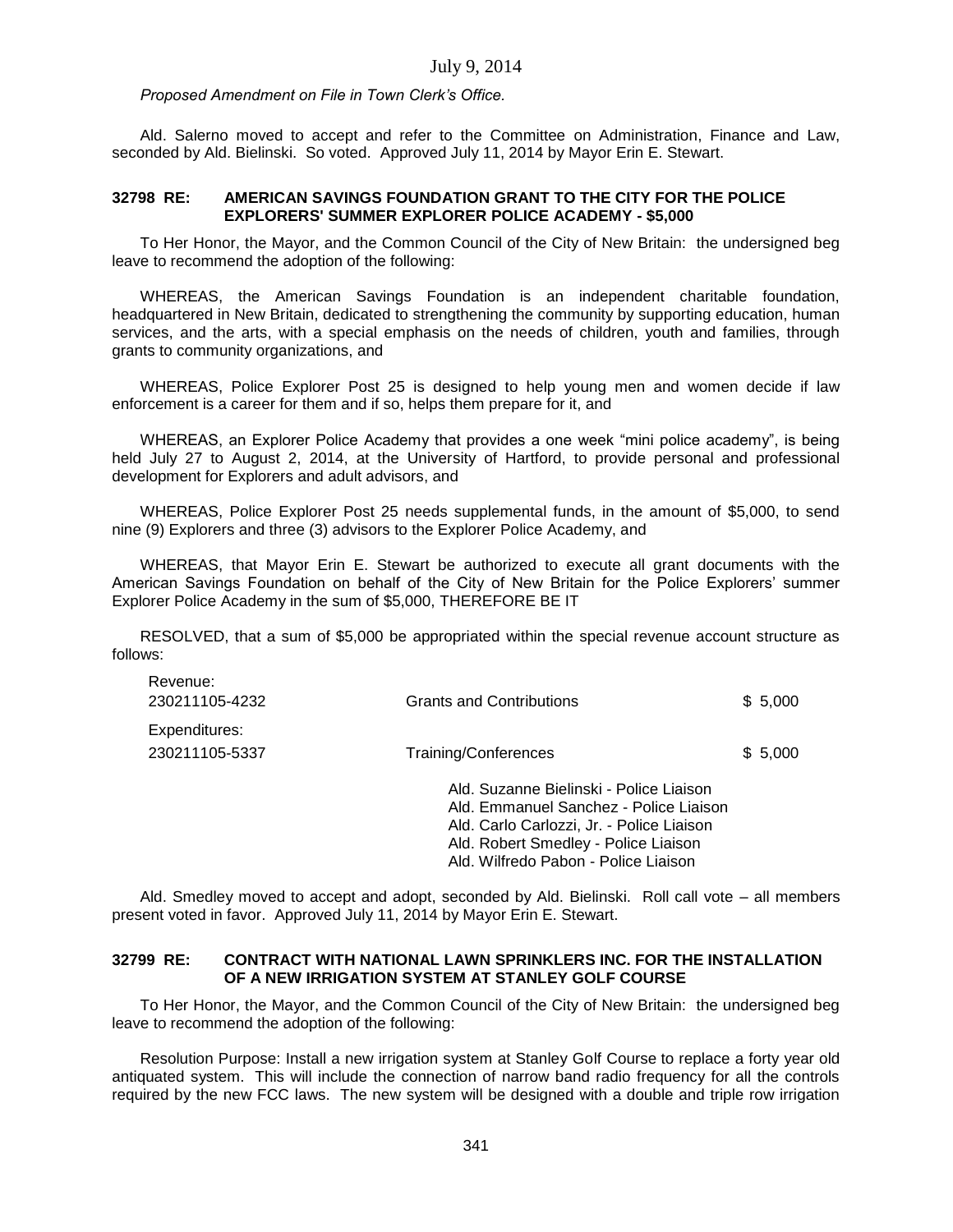*Proposed Amendment on File in Town Clerk's Office.*

Ald. Salerno moved to accept and refer to the Committee on Administration, Finance and Law, seconded by Ald. Bielinski. So voted. Approved July 11, 2014 by Mayor Erin E. Stewart.

**32798 RE: AMERICAN SAVINGS FOUNDATION GRANT TO THE CITY FOR THE POLICE EXPLORERS' SUMMER EXPLORER POLICE ACADEMY - $5,000**

To Her Honor, the Mayor, and the Common Council of the City of New Britain: the undersigned beg leave to recommend the adoption of the following:

WHEREAS, the American Savings Foundation is an independent charitable foundation, headquartered in New Britain, dedicated to strengthening the community by supporting education, human services, and the arts, with a special emphasis on the needs of children, youth and families, through grants to community organizations, and

WHEREAS, Police Explorer Post 25 is designed to help young men and women decide if law enforcement is a career for them and if so, helps them prepare for it, and

WHEREAS, an Explorer Police Academy that provides a one week "mini police academy", is being held July 27 to August 2, 2014, at the University of Hartford, to provide personal and professional development for Explorers and adult advisors, and

WHEREAS, Police Explorer Post 25 needs supplemental funds, in the amount of $5,000, to send nine (9) Explorers and three (3) advisors to the Explorer Police Academy, and

WHEREAS, that Mayor Erin E. Stewart be authorized to execute all grant documents with the American Savings Foundation on behalf of the City of New Britain for the Police Explorers' summer Explorer Police Academy in the sum of $5,000, THEREFORE BE IT

RESOLVED, that a sum of $5,000 be appropriated within the special revenue account structure as follows:

| | | |
|---|---|---|
| Revenue: | | |
| 230211105-4232 | Grants and Contributions | $ 5,000 |
| Expenditures: | | |
| 230211105-5337 | Training/Conferences | $ 5,000 |

Ald. Suzanne Bielinski - Police Liaison
Ald. Emmanuel Sanchez - Police Liaison
Ald. Carlo Carlozzi, Jr. - Police Liaison
Ald. Robert Smedley - Police Liaison
Ald. Wilfredo Pabon - Police Liaison

Ald. Smedley moved to accept and adopt, seconded by Ald. Bielinski. Roll call vote – all members present voted in favor. Approved July 11, 2014 by Mayor Erin E. Stewart.

**32799 RE: CONTRACT WITH NATIONAL LAWN SPRINKLERS INC. FOR THE INSTALLATION OF A NEW IRRIGATION SYSTEM AT STANLEY GOLF COURSE**

To Her Honor, the Mayor, and the Common Council of the City of New Britain: the undersigned beg leave to recommend the adoption of the following:

Resolution Purpose: Install a new irrigation system at Stanley Golf Course to replace a forty year old antiquated system. This will include the connection of narrow band radio frequency for all the controls required by the new FCC laws. The new system will be designed with a double and triple row irrigation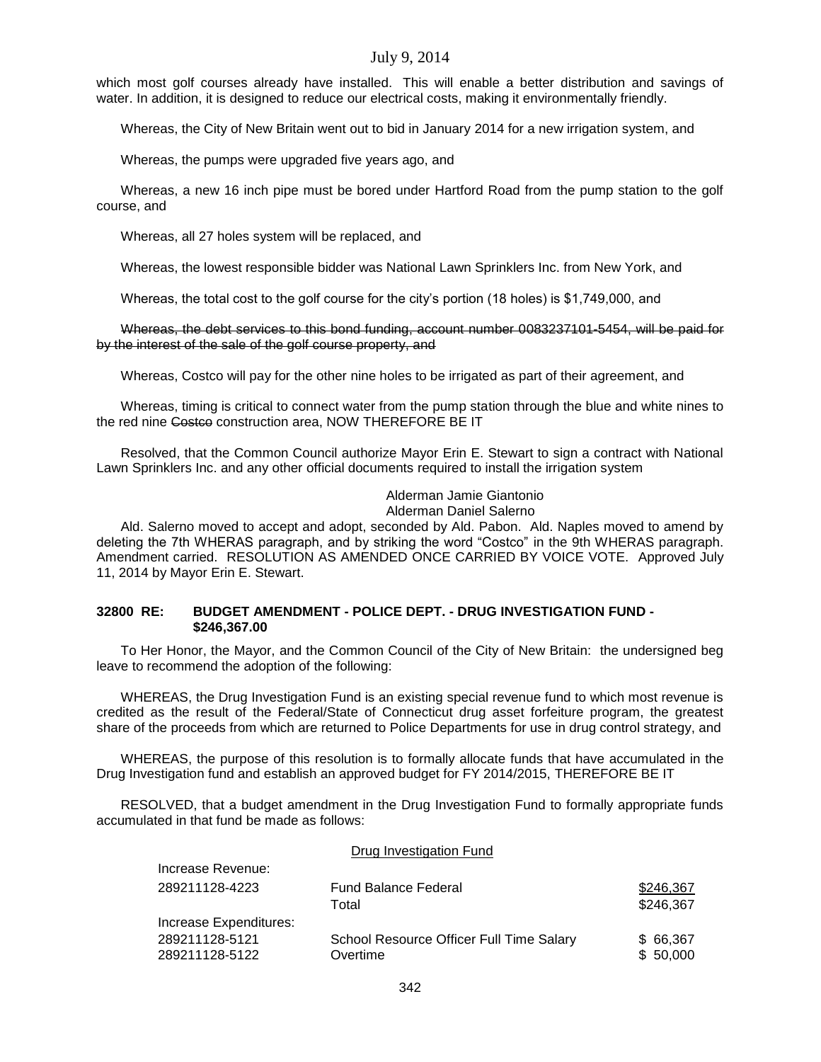which most golf courses already have installed. This will enable a better distribution and savings of water. In addition, it is designed to reduce our electrical costs, making it environmentally friendly.

Whereas, the City of New Britain went out to bid in January 2014 for a new irrigation system, and

Whereas, the pumps were upgraded five years ago, and

Whereas, a new 16 inch pipe must be bored under Hartford Road from the pump station to the golf course, and

Whereas, all 27 holes system will be replaced, and

Whereas, the lowest responsible bidder was National Lawn Sprinklers Inc. from New York, and

Whereas, the total cost to the golf course for the city's portion (18 holes) is $1,749,000, and

~~Whereas, the debt services to this bond funding, account number 0083237101-5454, will be paid for by the interest of the sale of the golf course property, and~~

Whereas, Costco will pay for the other nine holes to be irrigated as part of their agreement, and

Whereas, timing is critical to connect water from the pump station through the blue and white nines to the red nine ~~Costco~~ construction area, NOW THEREFORE BE IT

Resolved, that the Common Council authorize Mayor Erin E. Stewart to sign a contract with National Lawn Sprinklers Inc. and any other official documents required to install the irrigation system

Alderman Jamie Giantonio
Alderman Daniel Salerno

Ald. Salerno moved to accept and adopt, seconded by Ald. Pabon. Ald. Naples moved to amend by deleting the 7th WHERAS paragraph, and by striking the word "Costco" in the 9th WHERAS paragraph. Amendment carried. RESOLUTION AS AMENDED ONCE CARRIED BY VOICE VOTE. Approved July 11, 2014 by Mayor Erin E. Stewart.

### 32800 RE: BUDGET AMENDMENT - POLICE DEPT. - DRUG INVESTIGATION FUND - $246,367.00

To Her Honor, the Mayor, and the Common Council of the City of New Britain: the undersigned beg leave to recommend the adoption of the following:

WHEREAS, the Drug Investigation Fund is an existing special revenue fund to which most revenue is credited as the result of the Federal/State of Connecticut drug asset forfeiture program, the greatest share of the proceeds from which are returned to Police Departments for use in drug control strategy, and

WHEREAS, the purpose of this resolution is to formally allocate funds that have accumulated in the Drug Investigation fund and establish an approved budget for FY 2014/2015, THEREFORE BE IT

RESOLVED, that a budget amendment in the Drug Investigation Fund to formally appropriate funds accumulated in that fund be made as follows:

Drug Investigation Fund

| | | |
|---|---|---|
| Increase Revenue: | | |
| 289211128-4223 | Fund Balance Federal | $246,367 |
| | Total | $246,367 |
| Increase Expenditures: | | |
| 289211128-5121 | School Resource Officer Full Time Salary | $ 66,367 |
| 289211128-5122 | Overtime | $ 50,000 |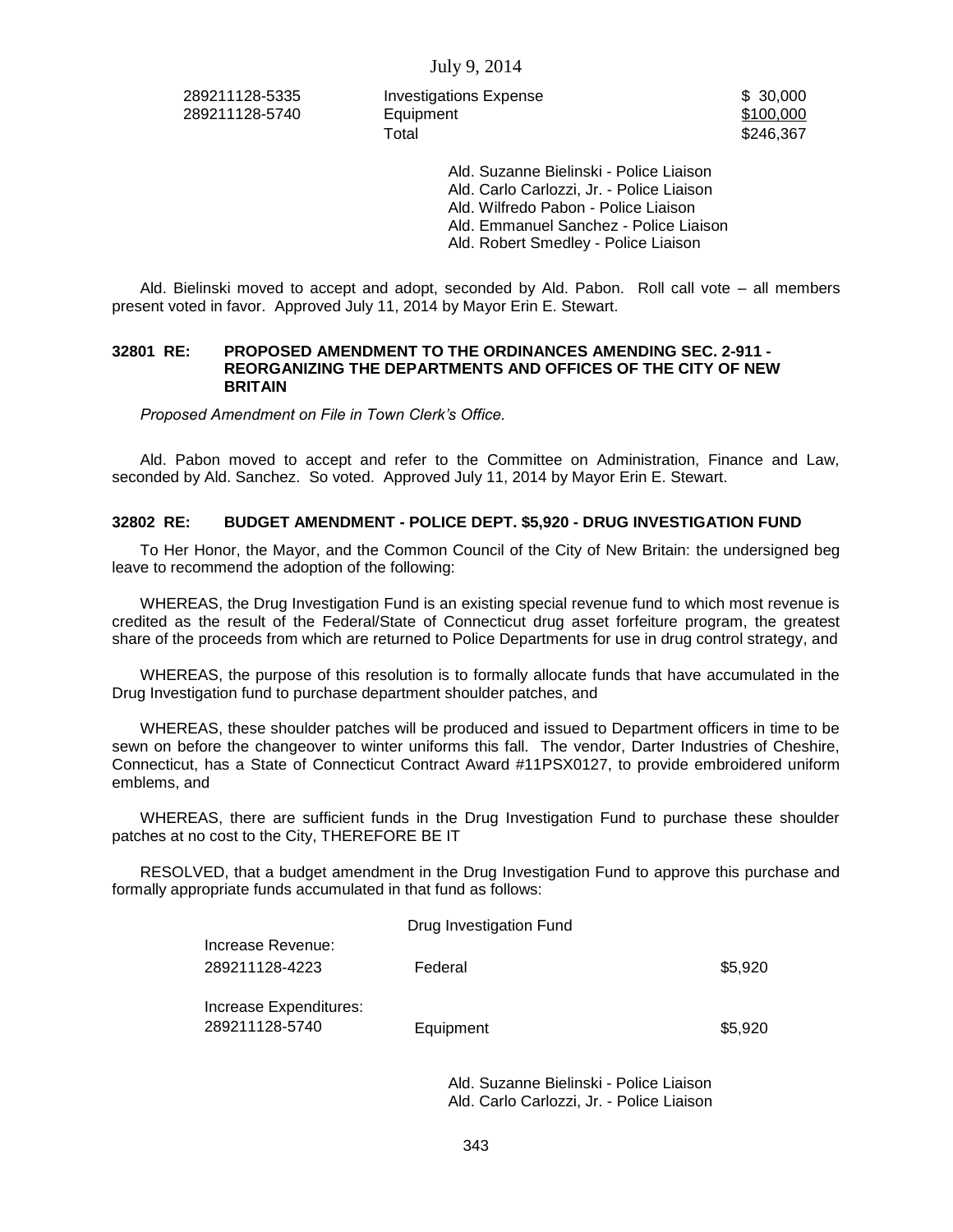| | | |
|---|---|---|
| 289211128-5335 | Investigations Expense | \$ 30,000 |
| 289211128-5740 | Equipment | \$100,000 |
| | Total | \$246,367 |

Ald. Suzanne Bielinski - Police Liaison
Ald. Carlo Carlozzi, Jr. - Police Liaison
Ald. Wilfredo Pabon - Police Liaison
Ald. Emmanuel Sanchez - Police Liaison
Ald. Robert Smedley - Police Liaison

Ald. Bielinski moved to accept and adopt, seconded by Ald. Pabon. Roll call vote – all members present voted in favor. Approved July 11, 2014 by Mayor Erin E. Stewart.

**32801 RE: PROPOSED AMENDMENT TO THE ORDINANCES AMENDING SEC. 2-911 - REORGANIZING THE DEPARTMENTS AND OFFICES OF THE CITY OF NEW BRITAIN**

*Proposed Amendment on File in Town Clerk's Office.*

Ald. Pabon moved to accept and refer to the Committee on Administration, Finance and Law, seconded by Ald. Sanchez. So voted. Approved July 11, 2014 by Mayor Erin E. Stewart.

**32802 RE: BUDGET AMENDMENT - POLICE DEPT. \$5,920 - DRUG INVESTIGATION FUND**

To Her Honor, the Mayor, and the Common Council of the City of New Britain: the undersigned beg leave to recommend the adoption of the following:

WHEREAS, the Drug Investigation Fund is an existing special revenue fund to which most revenue is credited as the result of the Federal/State of Connecticut drug asset forfeiture program, the greatest share of the proceeds from which are returned to Police Departments for use in drug control strategy, and

WHEREAS, the purpose of this resolution is to formally allocate funds that have accumulated in the Drug Investigation fund to purchase department shoulder patches, and

WHEREAS, these shoulder patches will be produced and issued to Department officers in time to be sewn on before the changeover to winter uniforms this fall. The vendor, Darter Industries of Cheshire, Connecticut, has a State of Connecticut Contract Award #11PSX0127, to provide embroidered uniform emblems, and

WHEREAS, there are sufficient funds in the Drug Investigation Fund to purchase these shoulder patches at no cost to the City, THEREFORE BE IT

RESOLVED, that a budget amendment in the Drug Investigation Fund to approve this purchase and formally appropriate funds accumulated in that fund as follows:

| | Drug Investigation Fund | |
|---|---|---|
| Increase Revenue: | | |
| 289211128-4223 | Federal | \$5,920 |
| Increase Expenditures: | | |
| 289211128-5740 | Equipment | \$5,920 |

Ald. Suzanne Bielinski - Police Liaison
Ald. Carlo Carlozzi, Jr. - Police Liaison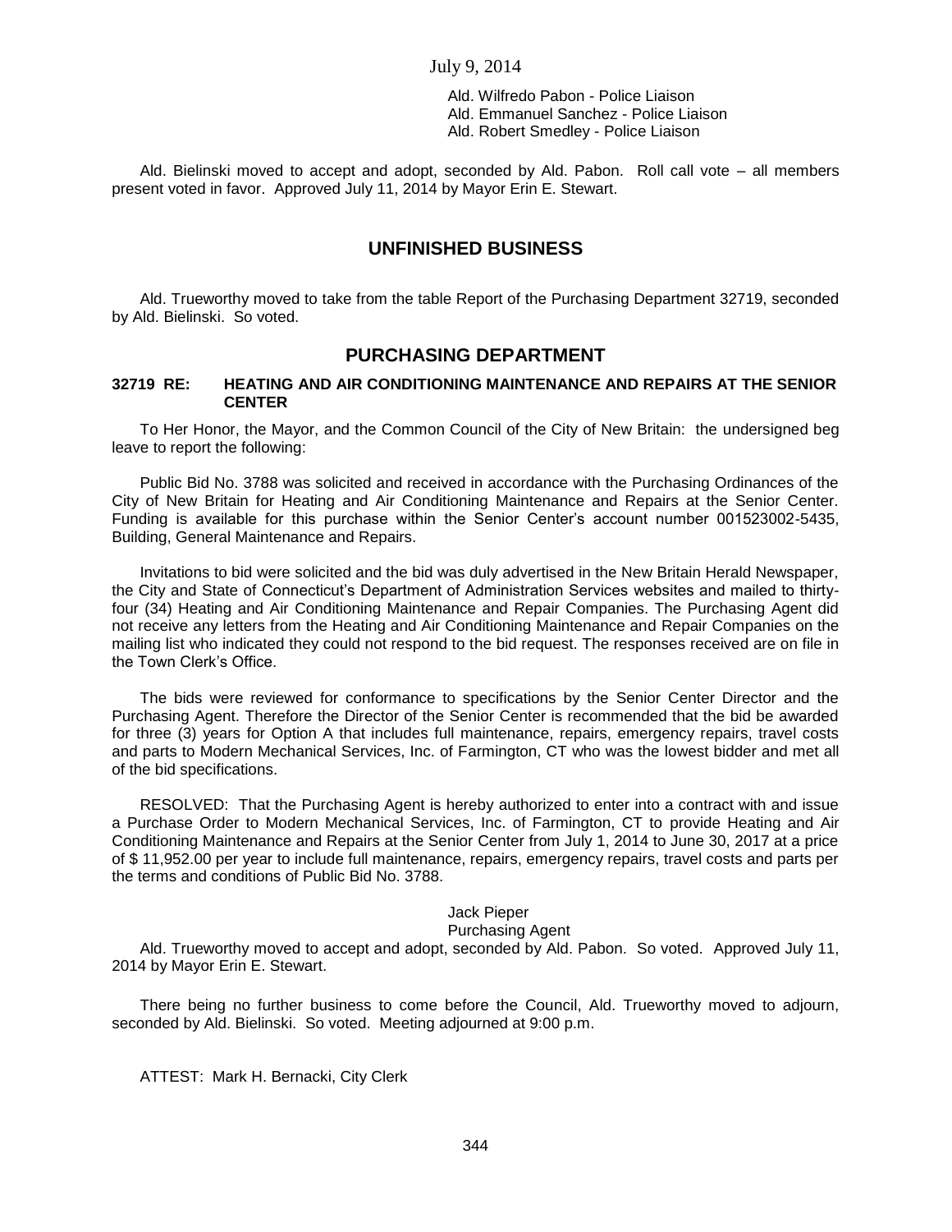Ald. Wilfredo Pabon - Police Liaison
Ald. Emmanuel Sanchez - Police Liaison
Ald. Robert Smedley - Police Liaison

Ald. Bielinski moved to accept and adopt, seconded by Ald. Pabon. Roll call vote – all members present voted in favor. Approved July 11, 2014 by Mayor Erin E. Stewart.

## UNFINISHED BUSINESS

Ald. Trueworthy moved to take from the table Report of the Purchasing Department 32719, seconded by Ald. Bielinski. So voted.

## PURCHASING DEPARTMENT

**32719 RE: HEATING AND AIR CONDITIONING MAINTENANCE AND REPAIRS AT THE SENIOR CENTER**

To Her Honor, the Mayor, and the Common Council of the City of New Britain: the undersigned beg leave to report the following:

Public Bid No. 3788 was solicited and received in accordance with the Purchasing Ordinances of the City of New Britain for Heating and Air Conditioning Maintenance and Repairs at the Senior Center. Funding is available for this purchase within the Senior Center's account number 001523002-5435, Building, General Maintenance and Repairs.

Invitations to bid were solicited and the bid was duly advertised in the New Britain Herald Newspaper, the City and State of Connecticut's Department of Administration Services websites and mailed to thirty-four (34) Heating and Air Conditioning Maintenance and Repair Companies. The Purchasing Agent did not receive any letters from the Heating and Air Conditioning Maintenance and Repair Companies on the mailing list who indicated they could not respond to the bid request. The responses received are on file in the Town Clerk's Office.

The bids were reviewed for conformance to specifications by the Senior Center Director and the Purchasing Agent. Therefore the Director of the Senior Center is recommended that the bid be awarded for three (3) years for Option A that includes full maintenance, repairs, emergency repairs, travel costs and parts to Modern Mechanical Services, Inc. of Farmington, CT who was the lowest bidder and met all of the bid specifications.

RESOLVED: That the Purchasing Agent is hereby authorized to enter into a contract with and issue a Purchase Order to Modern Mechanical Services, Inc. of Farmington, CT to provide Heating and Air Conditioning Maintenance and Repairs at the Senior Center from July 1, 2014 to June 30, 2017 at a price of $ 11,952.00 per year to include full maintenance, repairs, emergency repairs, travel costs and parts per the terms and conditions of Public Bid No. 3788.

Jack Pieper
Purchasing Agent

Ald. Trueworthy moved to accept and adopt, seconded by Ald. Pabon. So voted. Approved July 11, 2014 by Mayor Erin E. Stewart.

There being no further business to come before the Council, Ald. Trueworthy moved to adjourn, seconded by Ald. Bielinski. So voted. Meeting adjourned at 9:00 p.m.

ATTEST: Mark H. Bernacki, City Clerk